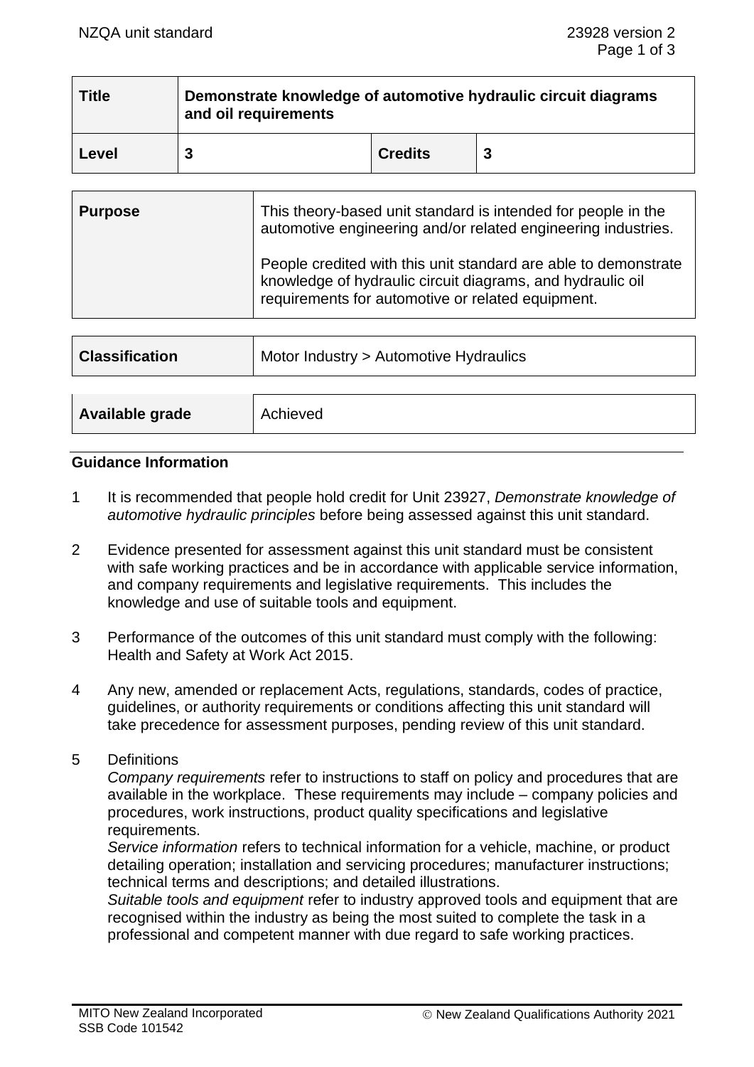| **Title** | **Demonstrate knowledge of automotive hydraulic circuit diagrams and oil requirements** | | |
|---|---|---|---|
| **Level** | **3** | **Credits** | **3** |

| **Purpose** | This theory-based unit standard is intended for people in the automotive engineering and/or related engineering industries.<br><br>People credited with this unit standard are able to demonstrate knowledge of hydraulic circuit diagrams, and hydraulic oil requirements for automotive or related equipment. |
|---|---|

| **Classification** | Motor Industry > Automotive Hydraulics |
|---|---|

| **Available grade** | Achieved |
|---|---|

## Guidance Information

1. It is recommended that people hold credit for Unit 23927, *Demonstrate knowledge of automotive hydraulic principles* before being assessed against this unit standard.

2. Evidence presented for assessment against this unit standard must be consistent with safe working practices and be in accordance with applicable service information, and company requirements and legislative requirements. This includes the knowledge and use of suitable tools and equipment.

3. Performance of the outcomes of this unit standard must comply with the following: Health and Safety at Work Act 2015.

4. Any new, amended or replacement Acts, regulations, standards, codes of practice, guidelines, or authority requirements or conditions affecting this unit standard will take precedence for assessment purposes, pending review of this unit standard.

5. Definitions
   *Company requirements* refer to instructions to staff on policy and procedures that are available in the workplace. These requirements may include – company policies and procedures, work instructions, product quality specifications and legislative requirements.
   *Service information* refers to technical information for a vehicle, machine, or product detailing operation; installation and servicing procedures; manufacturer instructions; technical terms and descriptions; and detailed illustrations.
   *Suitable tools and equipment* refer to industry approved tools and equipment that are recognised within the industry as being the most suited to complete the task in a professional and competent manner with due regard to safe working practices.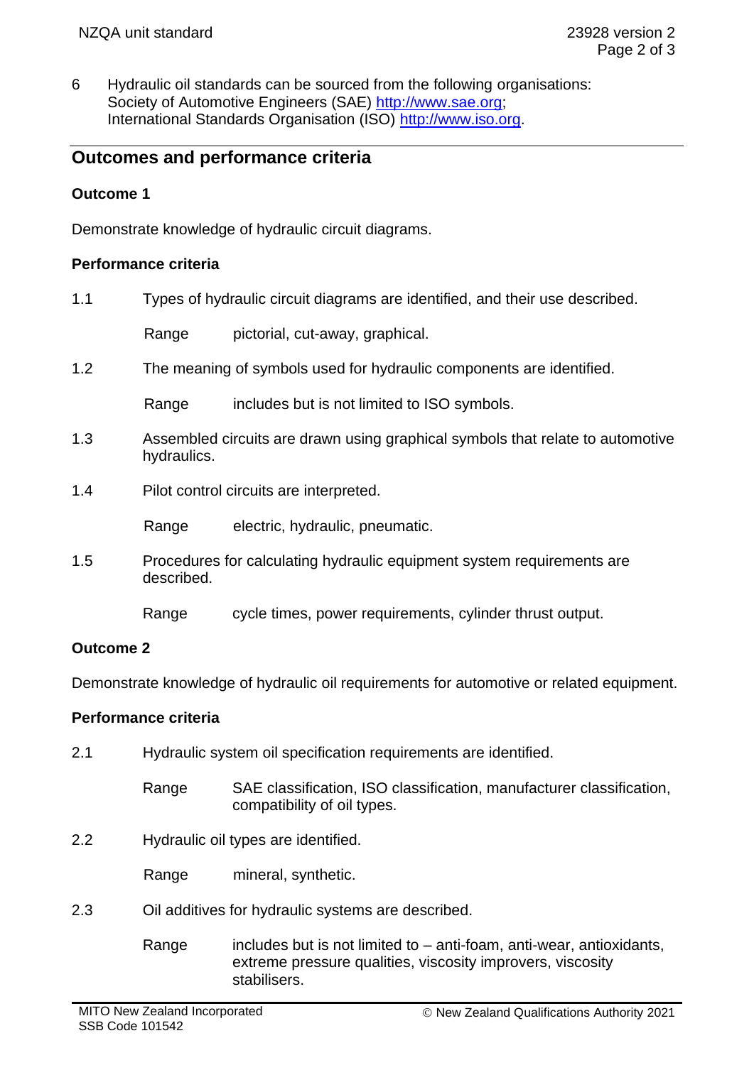6 Hydraulic oil standards can be sourced from the following organisations: Society of Automotive Engineers (SAE) http://www.sae.org; International Standards Organisation (ISO) http://www.iso.org.

## Outcomes and performance criteria

### Outcome 1

Demonstrate knowledge of hydraulic circuit diagrams.

### Performance criteria

1.1 Types of hydraulic circuit diagrams are identified, and their use described.

Range pictorial, cut-away, graphical.

1.2 The meaning of symbols used for hydraulic components are identified.

Range includes but is not limited to ISO symbols.

1.3 Assembled circuits are drawn using graphical symbols that relate to automotive hydraulics.

1.4 Pilot control circuits are interpreted.

Range electric, hydraulic, pneumatic.

1.5 Procedures for calculating hydraulic equipment system requirements are described.

Range cycle times, power requirements, cylinder thrust output.

### Outcome 2

Demonstrate knowledge of hydraulic oil requirements for automotive or related equipment.

### Performance criteria

2.1 Hydraulic system oil specification requirements are identified.

Range SAE classification, ISO classification, manufacturer classification, compatibility of oil types.

2.2 Hydraulic oil types are identified.

Range mineral, synthetic.

2.3 Oil additives for hydraulic systems are described.

Range includes but is not limited to – anti-foam, anti-wear, antioxidants, extreme pressure qualities, viscosity improvers, viscosity stabilisers.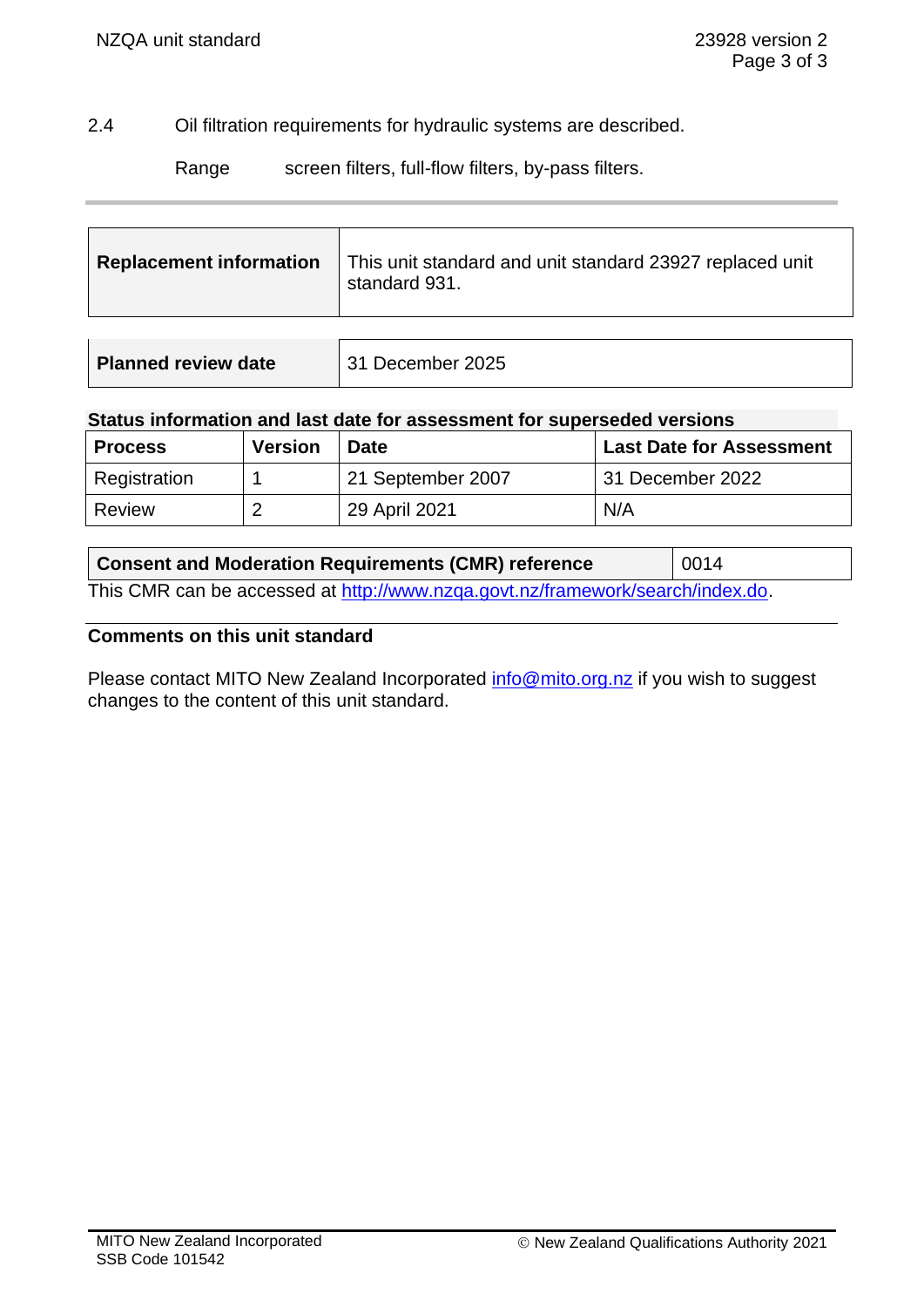2.4 Oil filtration requirements for hydraulic systems are described.

Range screen filters, full-flow filters, by-pass filters.

| | |
|---|---|
| **Replacement information** | This unit standard and unit standard 23927 replaced unit standard 931. |

| | |
|---|---|
| **Planned review date** | 31 December 2025 |

**Status information and last date for assessment for superseded versions**

| Process | Version | Date | Last Date for Assessment |
|---|---|---|---|
| Registration | 1 | 21 September 2007 | 31 December 2022 |
| Review | 2 | 29 April 2021 | N/A |

| | |
|---|---|
| **Consent and Moderation Requirements (CMR) reference** | 0014 |

This CMR can be accessed at http://www.nzqa.govt.nz/framework/search/index.do.

**Comments on this unit standard**

Please contact MITO New Zealand Incorporated info@mito.org.nz if you wish to suggest changes to the content of this unit standard.